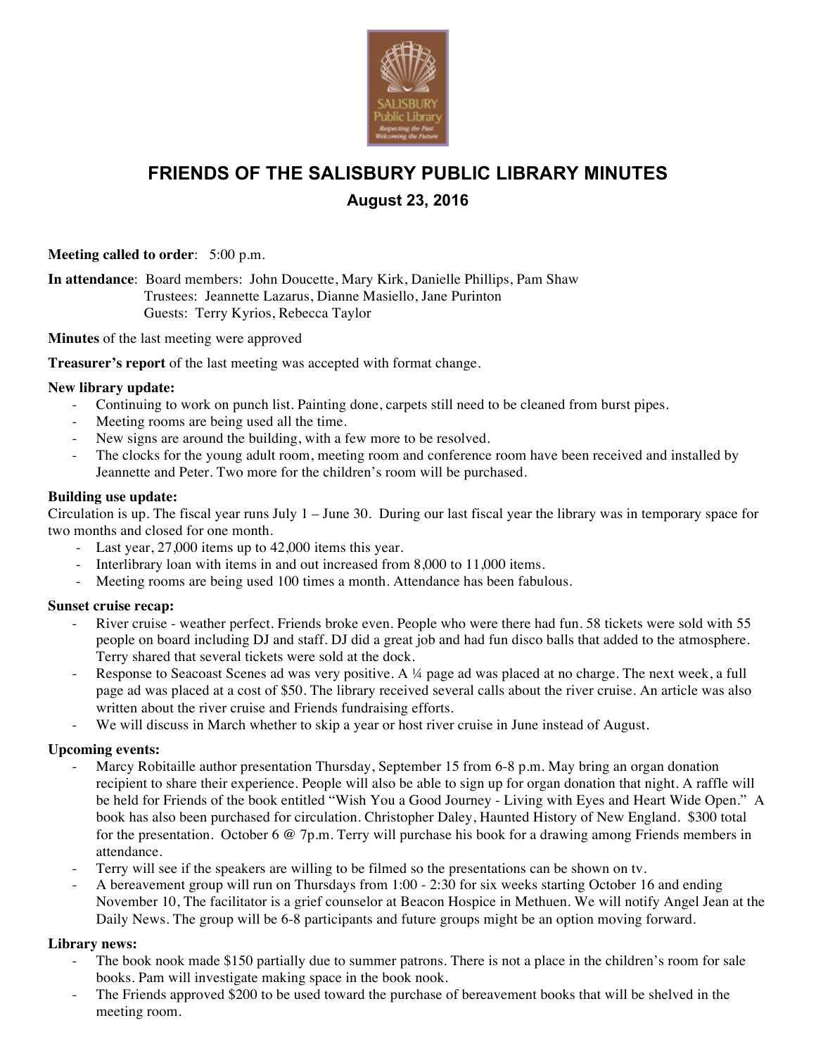# FRIENDS OF THE SALISBURY PUBLIC LIBRARY MINUTES

## August 23, 2016

**Meeting called to order**: 5:00 p.m.

**In attendance**: Board members: John Doucette, Mary Kirk, Danielle Phillips, Pam Shaw
Trustees: Jeannette Lazarus, Dianne Masiello, Jane Purinton
Guests: Terry Kyrios, Rebecca Taylor

**Minutes** of the last meeting were approved

**Treasurer's report** of the last meeting was accepted with format change.

**New library update:**

- Continuing to work on punch list. Painting done, carpets still need to be cleaned from burst pipes.
- Meeting rooms are being used all the time.
- New signs are around the building, with a few more to be resolved.
- The clocks for the young adult room, meeting room and conference room have been received and installed by Jeannette and Peter. Two more for the children's room will be purchased.

**Building use update:**

Circulation is up. The fiscal year runs July 1 – June 30. During our last fiscal year the library was in temporary space for two months and closed for one month.

- Last year, 27,000 items up to 42,000 items this year.
- Interlibrary loan with items in and out increased from 8,000 to 11,000 items.
- Meeting rooms are being used 100 times a month. Attendance has been fabulous.

**Sunset cruise recap:**

- River cruise - weather perfect. Friends broke even. People who were there had fun. 58 tickets were sold with 55 people on board including DJ and staff. DJ did a great job and had fun disco balls that added to the atmosphere. Terry shared that several tickets were sold at the dock.
- Response to Seacoast Scenes ad was very positive. A ¼ page ad was placed at no charge. The next week, a full page ad was placed at a cost of $50. The library received several calls about the river cruise. An article was also written about the river cruise and Friends fundraising efforts.
- We will discuss in March whether to skip a year or host river cruise in June instead of August.

**Upcoming events:**

- Marcy Robitaille author presentation Thursday, September 15 from 6-8 p.m. May bring an organ donation recipient to share their experience. People will also be able to sign up for organ donation that night. A raffle will be held for Friends of the book entitled "Wish You a Good Journey - Living with Eyes and Heart Wide Open." A book has also been purchased for circulation. Christopher Daley, Haunted History of New England. $300 total for the presentation. October 6 @ 7p.m. Terry will purchase his book for a drawing among Friends members in attendance.
- Terry will see if the speakers are willing to be filmed so the presentations can be shown on tv.
- A bereavement group will run on Thursdays from 1:00 - 2:30 for six weeks starting October 16 and ending November 10, The facilitator is a grief counselor at Beacon Hospice in Methuen. We will notify Angel Jean at the Daily News. The group will be 6-8 participants and future groups might be an option moving forward.

**Library news:**

- The book nook made $150 partially due to summer patrons. There is not a place in the children's room for sale books. Pam will investigate making space in the book nook.
- The Friends approved $200 to be used toward the purchase of bereavement books that will be shelved in the meeting room.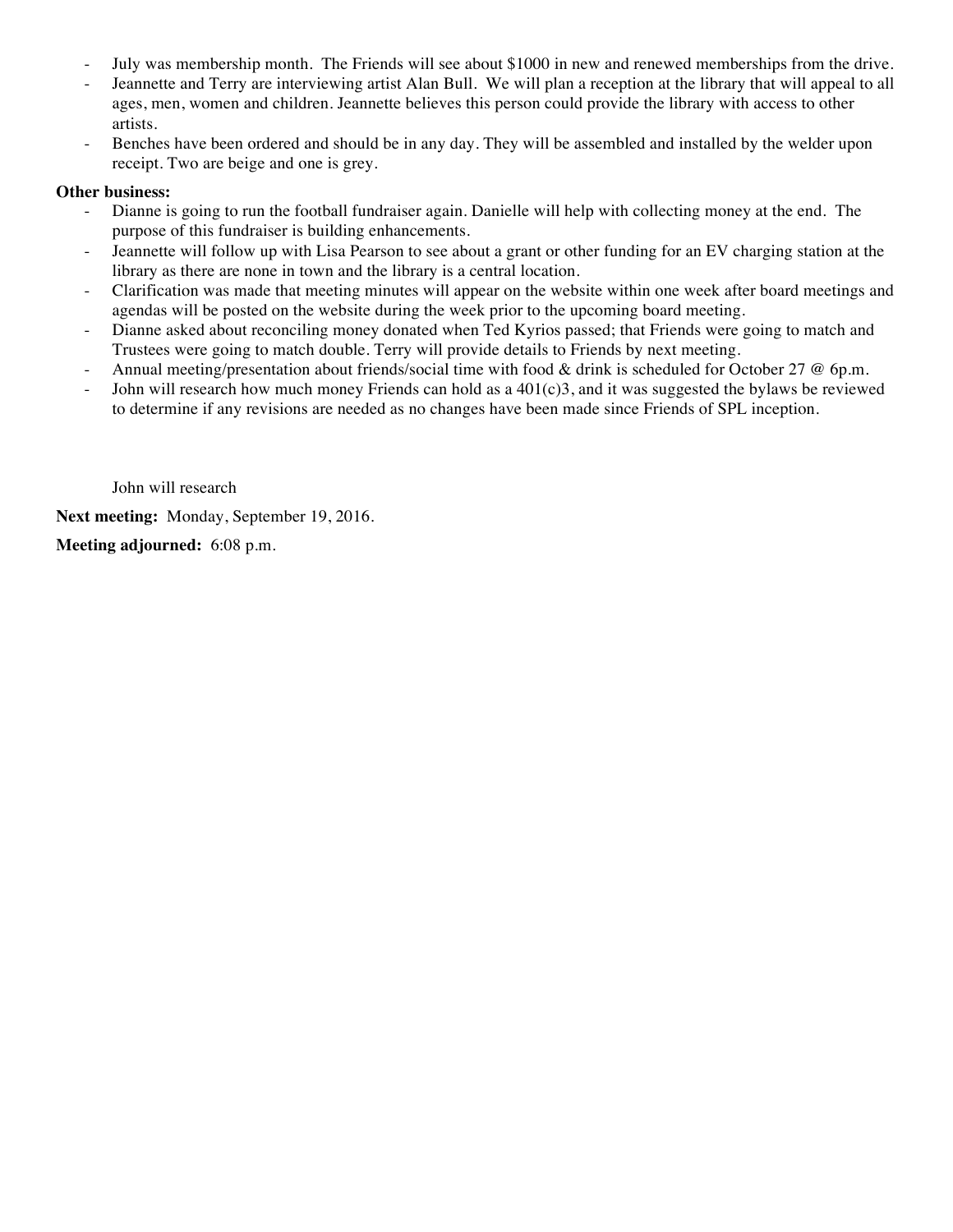- July was membership month. The Friends will see about $1000 in new and renewed memberships from the drive.
- Jeannette and Terry are interviewing artist Alan Bull. We will plan a reception at the library that will appeal to all ages, men, women and children. Jeannette believes this person could provide the library with access to other artists.
- Benches have been ordered and should be in any day. They will be assembled and installed by the welder upon receipt. Two are beige and one is grey.

**Other business:**

- Dianne is going to run the football fundraiser again. Danielle will help with collecting money at the end. The purpose of this fundraiser is building enhancements.
- Jeannette will follow up with Lisa Pearson to see about a grant or other funding for an EV charging station at the library as there are none in town and the library is a central location.
- Clarification was made that meeting minutes will appear on the website within one week after board meetings and agendas will be posted on the website during the week prior to the upcoming board meeting.
- Dianne asked about reconciling money donated when Ted Kyrios passed; that Friends were going to match and Trustees were going to match double. Terry will provide details to Friends by next meeting.
- Annual meeting/presentation about friends/social time with food & drink is scheduled for October 27 @ 6p.m.
- John will research how much money Friends can hold as a 401(c)3, and it was suggested the bylaws be reviewed to determine if any revisions are needed as no changes have been made since Friends of SPL inception.

John will research

**Next meeting:** Monday, September 19, 2016.

**Meeting adjourned:** 6:08 p.m.